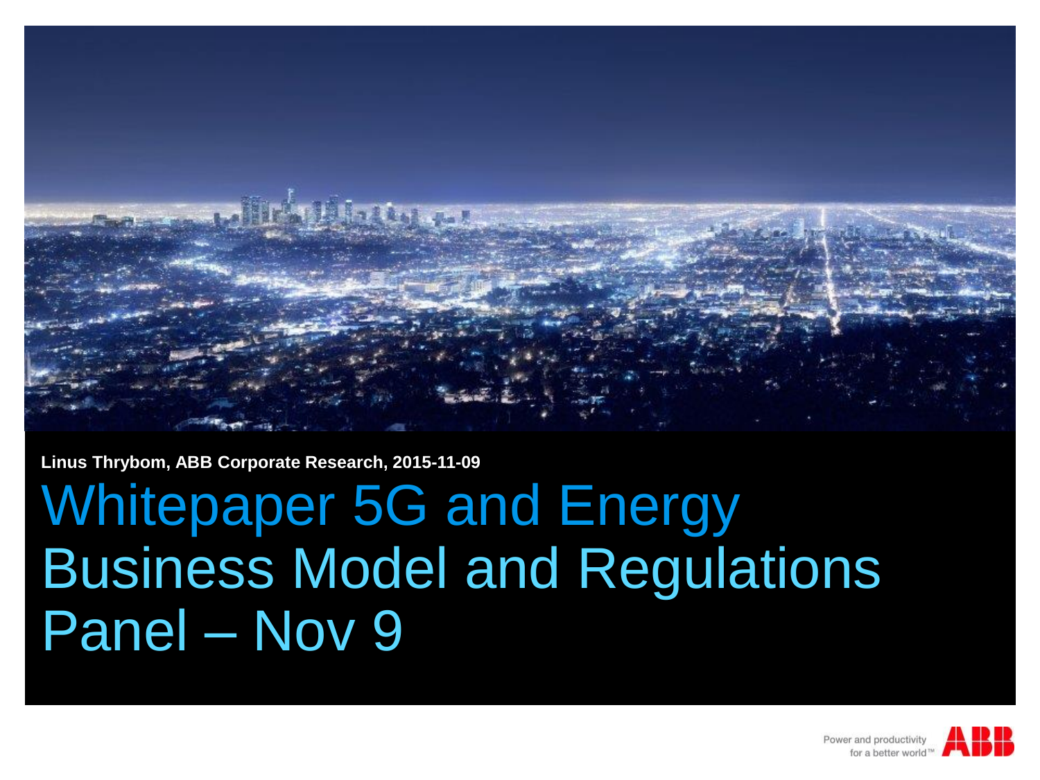**Linus Thrybom, ABB Corporate Research, 2015-11-09**

# Whitepaper 5G and Energy Business Model and Regulations Panel – Nov 9

Power and productivity for a better world™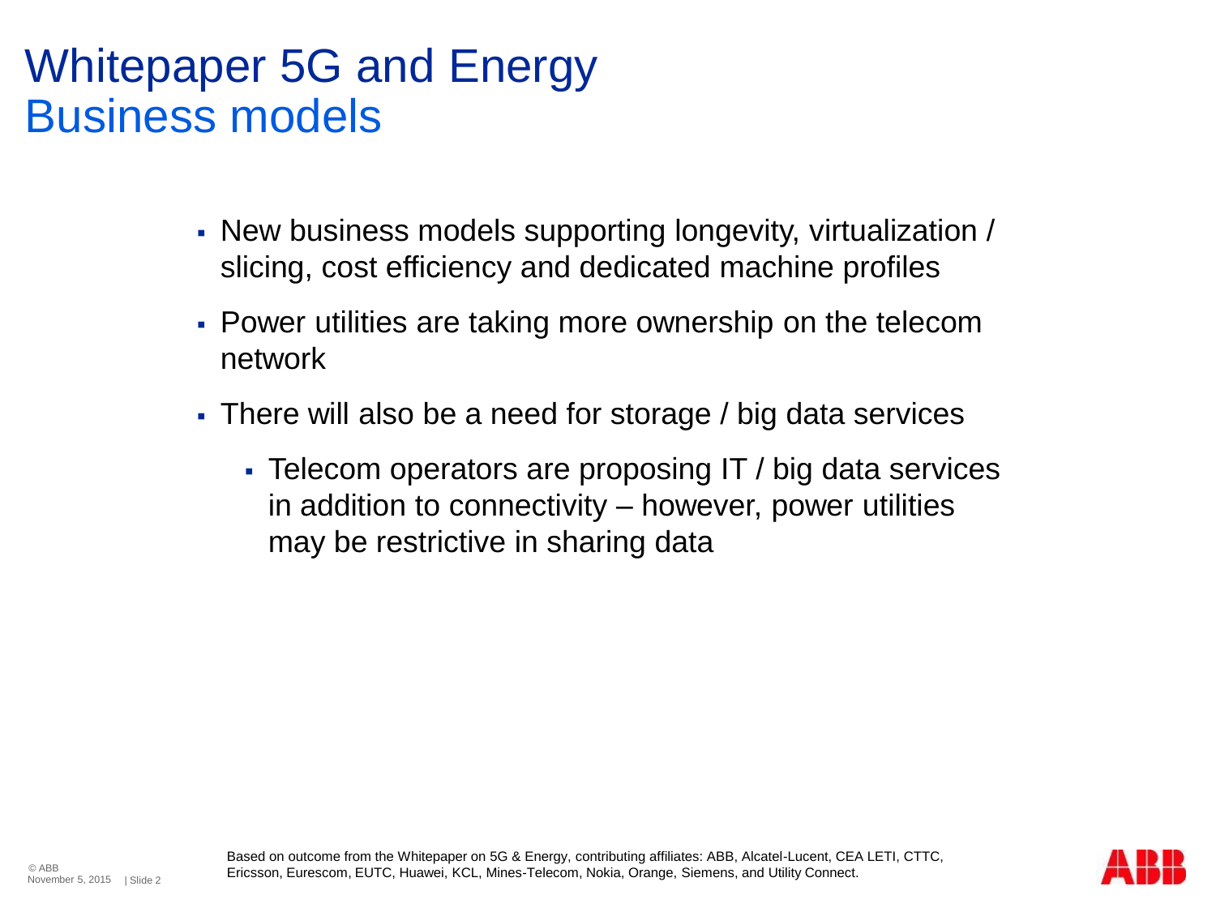# Whitepaper 5G and Energy
## Business models

- New business models supporting longevity, virtualization / slicing, cost efficiency and dedicated machine profiles
- Power utilities are taking more ownership on the telecom network
- There will also be a need for storage / big data services
  - Telecom operators are proposing IT / big data services in addition to connectivity – however, power utilities may be restrictive in sharing data

Based on outcome from the Whitepaper on 5G & Energy, contributing affiliates: ABB, Alcatel-Lucent, CEA LETI, CTTC, Ericsson, Eurescom, EUTC, Huawei, KCL, Mines-Telecom, Nokia, Orange, Siemens, and Utility Connect.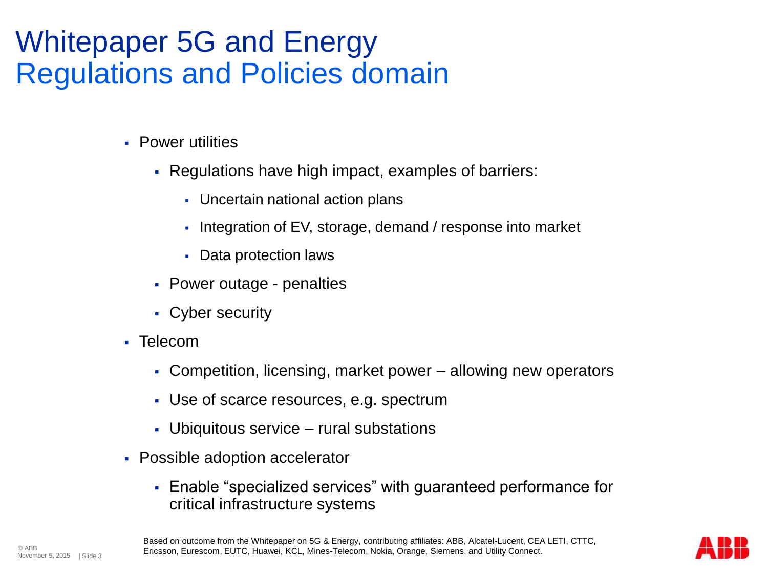# Whitepaper 5G and Energy
## Regulations and Policies domain

- Power utilities
  - Regulations have high impact, examples of barriers:
    - Uncertain national action plans
    - Integration of EV, storage, demand / response into market
    - Data protection laws
  - Power outage - penalties
  - Cyber security
- Telecom
  - Competition, licensing, market power – allowing new operators
  - Use of scarce resources, e.g. spectrum
  - Ubiquitous service – rural substations
- Possible adoption accelerator
  - Enable "specialized services" with guaranteed performance for critical infrastructure systems

Based on outcome from the Whitepaper on 5G & Energy, contributing affiliates: ABB, Alcatel-Lucent, CEA LETI, CTTC, Ericsson, Eurescom, EUTC, Huawei, KCL, Mines-Telecom, Nokia, Orange, Siemens, and Utility Connect.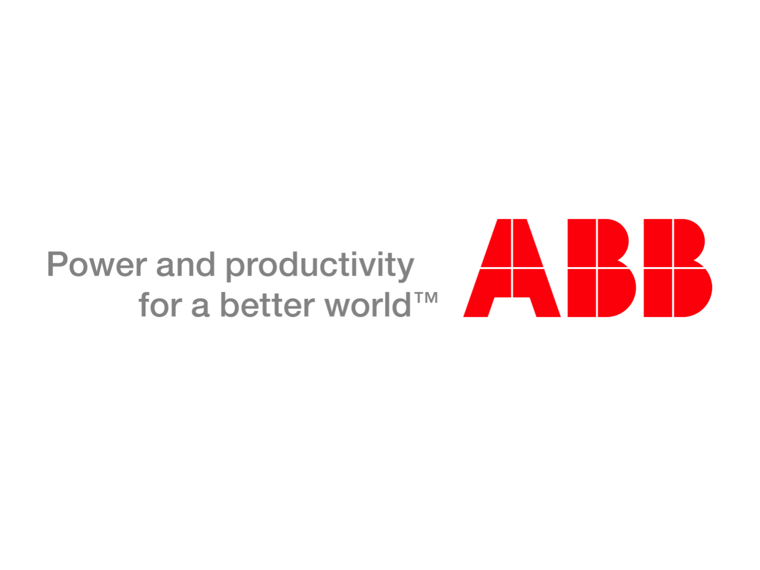Power and productivity
for a better world™

ABB